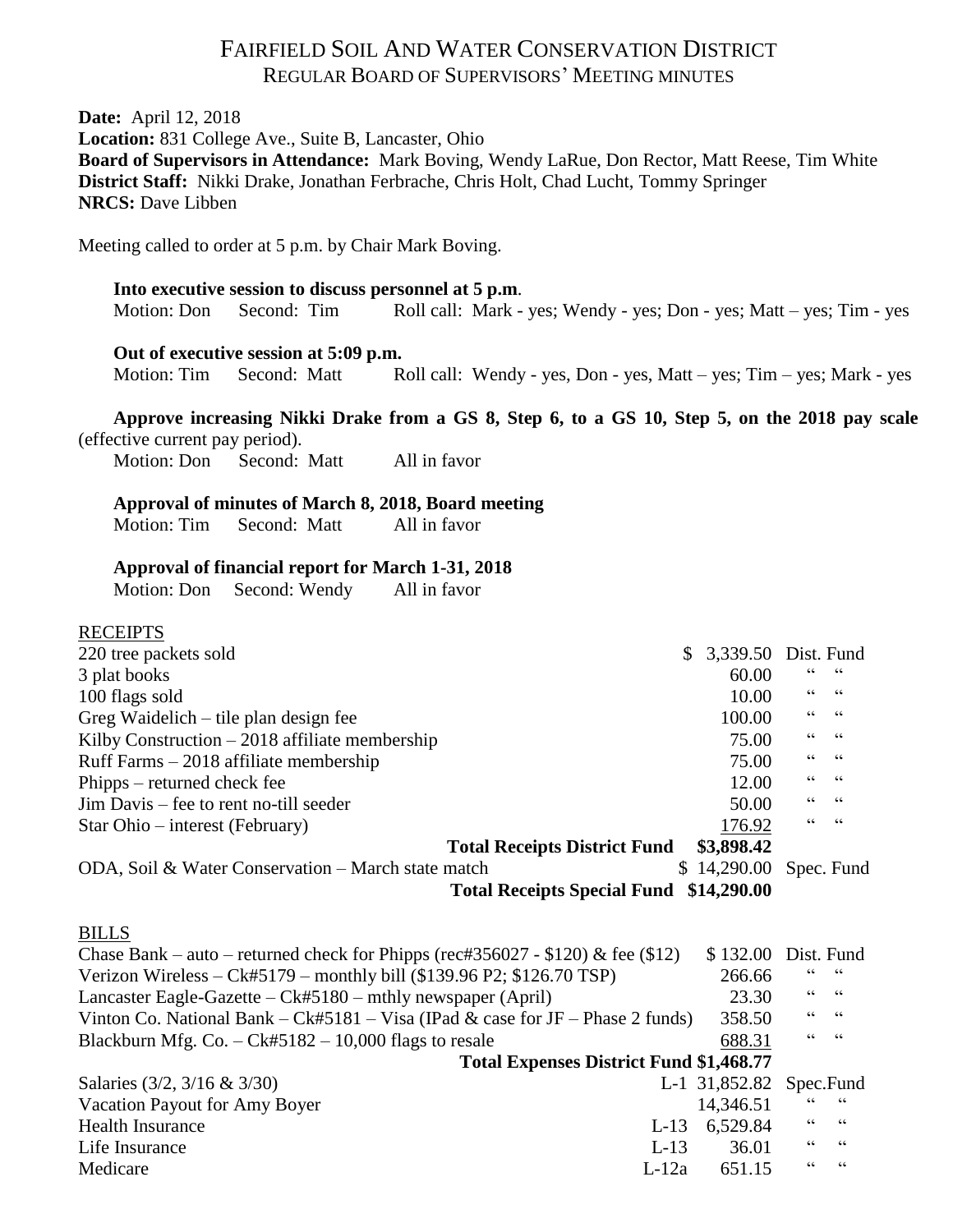# FAIRFIELD SOIL AND WATER CONSERVATION DISTRICT

## REGULAR BOARD OF SUPERVISORS' MEETING MINUTES

**Date:** April 12, 2018
**Location:** 831 College Ave., Suite B, Lancaster, Ohio
**Board of Supervisors in Attendance:** Mark Boving, Wendy LaRue, Don Rector, Matt Reese, Tim White
**District Staff:** Nikki Drake, Jonathan Ferbrache, Chris Holt, Chad Lucht, Tommy Springer
**NRCS:** Dave Libben

Meeting called to order at 5 p.m. by Chair Mark Boving.

**Into executive session to discuss personnel at 5 p.m**.
Motion: Don Second: Tim Roll call: Mark - yes; Wendy - yes; Don - yes; Matt – yes; Tim - yes

**Out of executive session at 5:09 p.m.**
Motion: Tim Second: Matt Roll call: Wendy - yes, Don - yes, Matt – yes; Tim – yes; Mark - yes

**Approve increasing Nikki Drake from a GS 8, Step 6, to a GS 10, Step 5, on the 2018 pay scale** (effective current pay period).
Motion: Don Second: Matt All in favor

**Approval of minutes of March 8, 2018, Board meeting**
Motion: Tim Second: Matt All in favor

**Approval of financial report for March 1-31, 2018**
Motion: Don Second: Wendy All in favor

RECEIPTS

| | | | |
|---|---|---|---|
| 220 tree packets sold | | $ 3,339.50 | Dist. Fund |
| 3 plat books | | 60.00 | " " |
| 100 flags sold | | 10.00 | " " |
| Greg Waidelich – tile plan design fee | | 100.00 | " " |
| Kilby Construction – 2018 affiliate membership | | 75.00 | " " |
| Ruff Farms – 2018 affiliate membership | | 75.00 | " " |
| Phipps – returned check fee | | 12.00 | " " |
| Jim Davis – fee to rent no-till seeder | | 50.00 | " " |
| Star Ohio – interest (February) | | 176.92 | " " |
| | **Total Receipts District Fund** | **$3,898.42** | |
| ODA, Soil & Water Conservation – March state match | | $ 14,290.00 | Spec. Fund |
| | **Total Receipts Special Fund** | **$14,290.00** | |

BILLS

| | | | |
|---|---|---|---|
| Chase Bank – auto – returned check for Phipps (rec#356027 - $120) & fee ($12) | | $ 132.00 | Dist. Fund |
| Verizon Wireless – Ck#5179 – monthly bill ($139.96 P2; $126.70 TSP) | | 266.66 | " " |
| Lancaster Eagle-Gazette – Ck#5180 – mthly newspaper (April) | | 23.30 | " " |
| Vinton Co. National Bank – Ck#5181 – Visa (IPad & case for JF – Phase 2 funds) | | 358.50 | " " |
| Blackburn Mfg. Co. – Ck#5182 – 10,000 flags to resale | | 688.31 | " " |
| **Total Expenses District Fund** | | **$1,468.77** | |
| Salaries (3/2, 3/16 & 3/30) | L-1 | 31,852.82 | Spec.Fund |
| Vacation Payout for Amy Boyer | | 14,346.51 | " " |
| Health Insurance | L-13 | 6,529.84 | " " |
| Life Insurance | L-13 | 36.01 | " " |
| Medicare | L-12a | 651.15 | " " |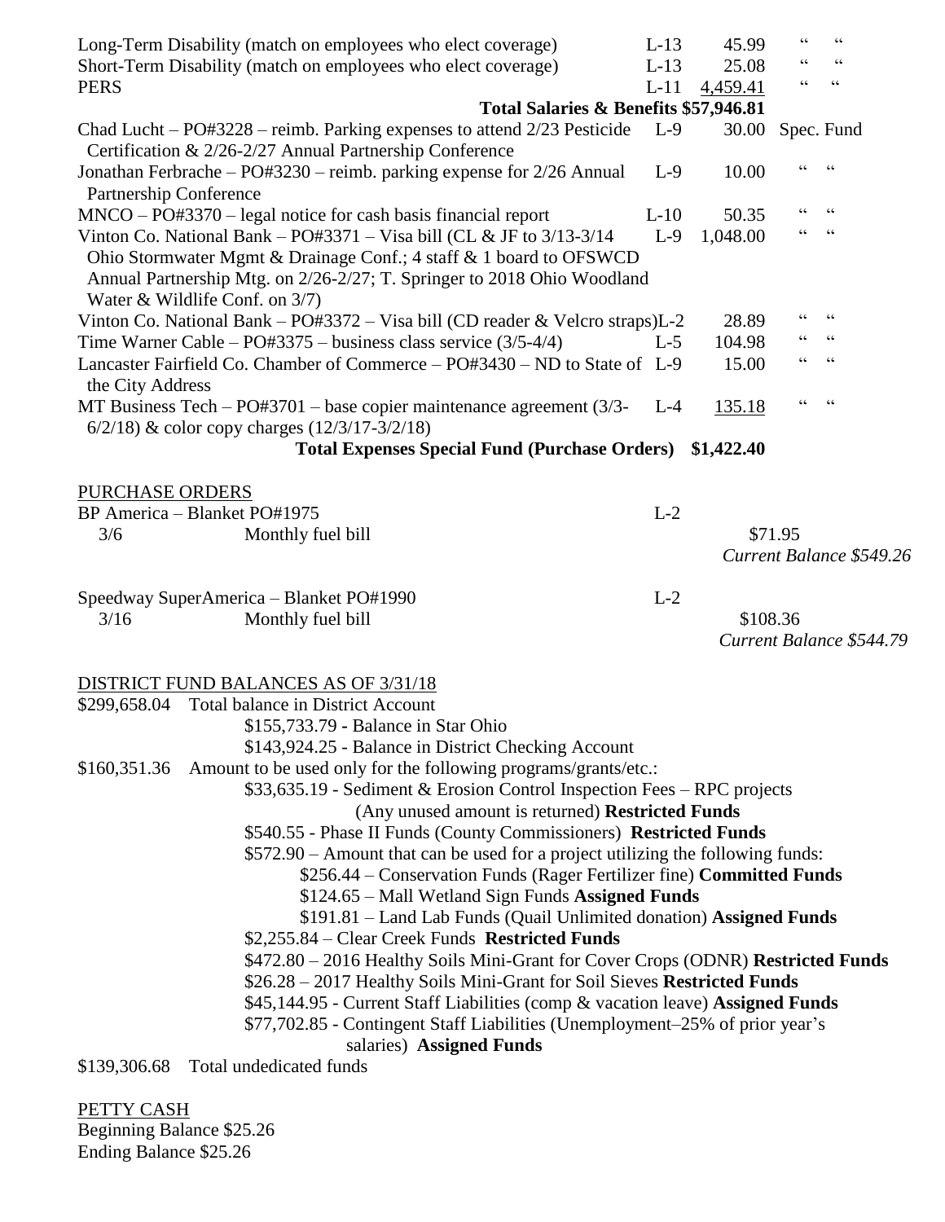| Description | Line | Amount | Fund |
|---|---|---|---|
| Long-Term Disability (match on employees who elect coverage) | L-13 | 45.99 | " " |
| Short-Term Disability (match on employees who elect coverage) | L-13 | 25.08 | " " |
| PERS | L-11 | 4,459.41 | " " |
| **Total Salaries & Benefits** | | **$57,946.81** | |
| Chad Lucht – PO#3228 – reimb. Parking expenses to attend 2/23 Pesticide Certification & 2/26-2/27 Annual Partnership Conference | L-9 | 30.00 | Spec. Fund |
| Jonathan Ferbrache – PO#3230 – reimb. parking expense for 2/26 Annual Partnership Conference | L-9 | 10.00 | " " |
| MNCO – PO#3370 – legal notice for cash basis financial report | L-10 | 50.35 | " " |
| Vinton Co. National Bank – PO#3371 – Visa bill (CL & JF to 3/13-3/14 Ohio Stormwater Mgmt & Drainage Conf.; 4 staff & 1 board to OFSWCD Annual Partnership Mtg. on 2/26-2/27; T. Springer to 2018 Ohio Woodland Water & Wildlife Conf. on 3/7) | L-9 | 1,048.00 | " " |
| Vinton Co. National Bank – PO#3372 – Visa bill (CD reader & Velcro straps) | L-2 | 28.89 | " " |
| Time Warner Cable – PO#3375 – business class service (3/5-4/4) | L-5 | 104.98 | " " |
| Lancaster Fairfield Co. Chamber of Commerce – PO#3430 – ND to State of the City Address | L-9 | 15.00 | " " |
| MT Business Tech – PO#3701 – base copier maintenance agreement (3/3-6/2/18) & color copy charges (12/3/17-3/2/18) | L-4 | 135.18 | " " |
| **Total Expenses Special Fund (Purchase Orders)** | | **$1,422.40** | |

PURCHASE ORDERS

BP America – Blanket PO#1975 L-2

3/6 Monthly fuel bill $71.95

*Current Balance $549.26*

Speedway SuperAmerica – Blanket PO#1990 L-2

3/16 Monthly fuel bill $108.36

*Current Balance $544.79*

DISTRICT FUND BALANCES AS OF 3/31/18

$299,658.04 Total balance in District Account
- $155,733.79 - Balance in Star Ohio
- $143,924.25 - Balance in District Checking Account

$160,351.36 Amount to be used only for the following programs/grants/etc.:
- $33,635.19 - Sediment & Erosion Control Inspection Fees – RPC projects (Any unused amount is returned) **Restricted Funds**
- $540.55 - Phase II Funds (County Commissioners) **Restricted Funds**
- $572.90 – Amount that can be used for a project utilizing the following funds:
  - $256.44 – Conservation Funds (Rager Fertilizer fine) **Committed Funds**
  - $124.65 – Mall Wetland Sign Funds **Assigned Funds**
  - $191.81 – Land Lab Funds (Quail Unlimited donation) **Assigned Funds**
- $2,255.84 – Clear Creek Funds **Restricted Funds**
- $472.80 – 2016 Healthy Soils Mini-Grant for Cover Crops (ODNR) **Restricted Funds**
- $26.28 – 2017 Healthy Soils Mini-Grant for Soil Sieves **Restricted Funds**
- $45,144.95 - Current Staff Liabilities (comp & vacation leave) **Assigned Funds**
- $77,702.85 - Contingent Staff Liabilities (Unemployment–25% of prior year's salaries) **Assigned Funds**

$139,306.68 Total undedicated funds

PETTY CASH

Beginning Balance $25.26

Ending Balance $25.26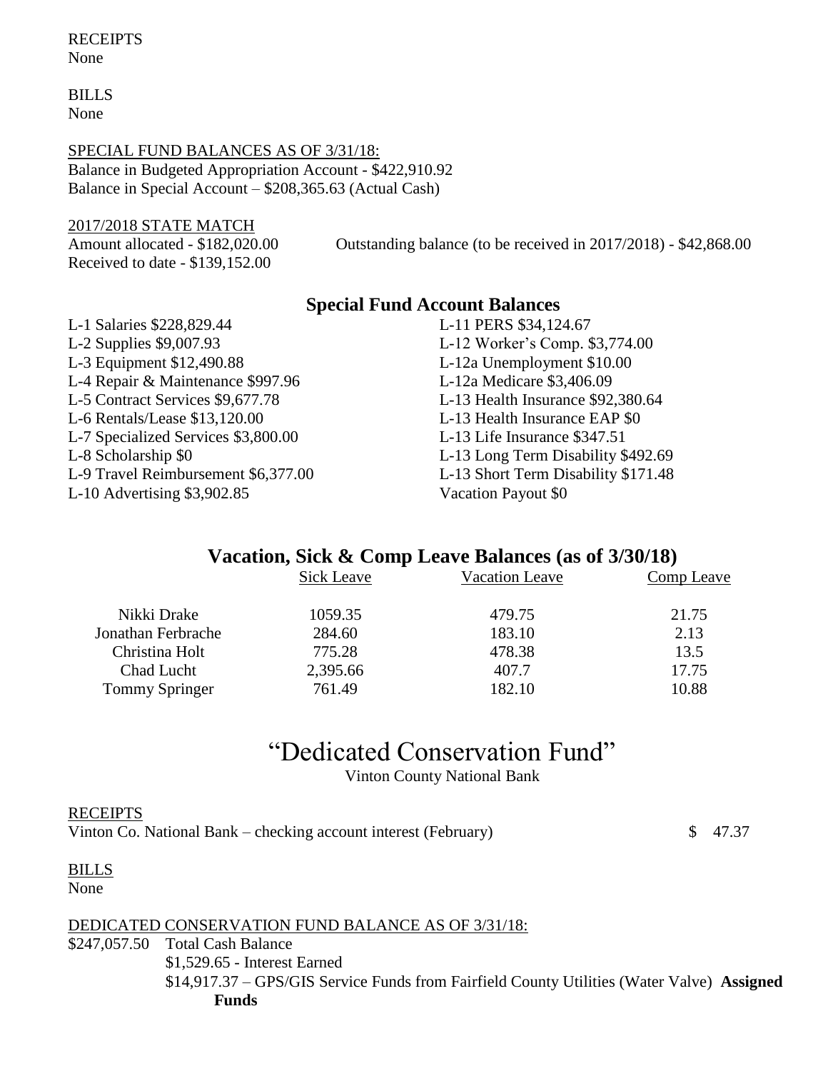RECEIPTS
None

BILLS
None

SPECIAL FUND BALANCES AS OF 3/31/18:
Balance in Budgeted Appropriation Account - $422,910.92
Balance in Special Account – $208,365.63 (Actual Cash)

2017/2018 STATE MATCH
Amount allocated - $182,020.00
Received to date - $139,152.00
Outstanding balance (to be received in 2017/2018) - $42,868.00

## Special Fund Account Balances

L-1 Salaries $228,829.44
L-2 Supplies $9,007.93
L-3 Equipment $12,490.88
L-4 Repair & Maintenance $997.96
L-5 Contract Services $9,677.78
L-6 Rentals/Lease $13,120.00
L-7 Specialized Services $3,800.00
L-8 Scholarship $0
L-9 Travel Reimbursement $6,377.00
L-10 Advertising $3,902.85
L-11 PERS $34,124.67
L-12 Worker's Comp. $3,774.00
L-12a Unemployment $10.00
L-12a Medicare $3,406.09
L-13 Health Insurance $92,380.64
L-13 Health Insurance EAP $0
L-13 Life Insurance $347.51
L-13 Long Term Disability $492.69
L-13 Short Term Disability $171.48
Vacation Payout $0

## Vacation, Sick & Comp Leave Balances (as of 3/30/18)

| | Sick Leave | Vacation Leave | Comp Leave |
|---|---|---|---|
| Nikki Drake | 1059.35 | 479.75 | 21.75 |
| Jonathan Ferbrache | 284.60 | 183.10 | 2.13 |
| Christina Holt | 775.28 | 478.38 | 13.5 |
| Chad Lucht | 2,395.66 | 407.7 | 17.75 |
| Tommy Springer | 761.49 | 182.10 | 10.88 |

# "Dedicated Conservation Fund"

Vinton County National Bank

RECEIPTS
Vinton Co. National Bank – checking account interest (February) $ 47.37

BILLS
None

DEDICATED CONSERVATION FUND BALANCE AS OF 3/31/18:
$247,057.50 Total Cash Balance
$1,529.65 - Interest Earned
$14,917.37 – GPS/GIS Service Funds from Fairfield County Utilities (Water Valve) **Assigned Funds**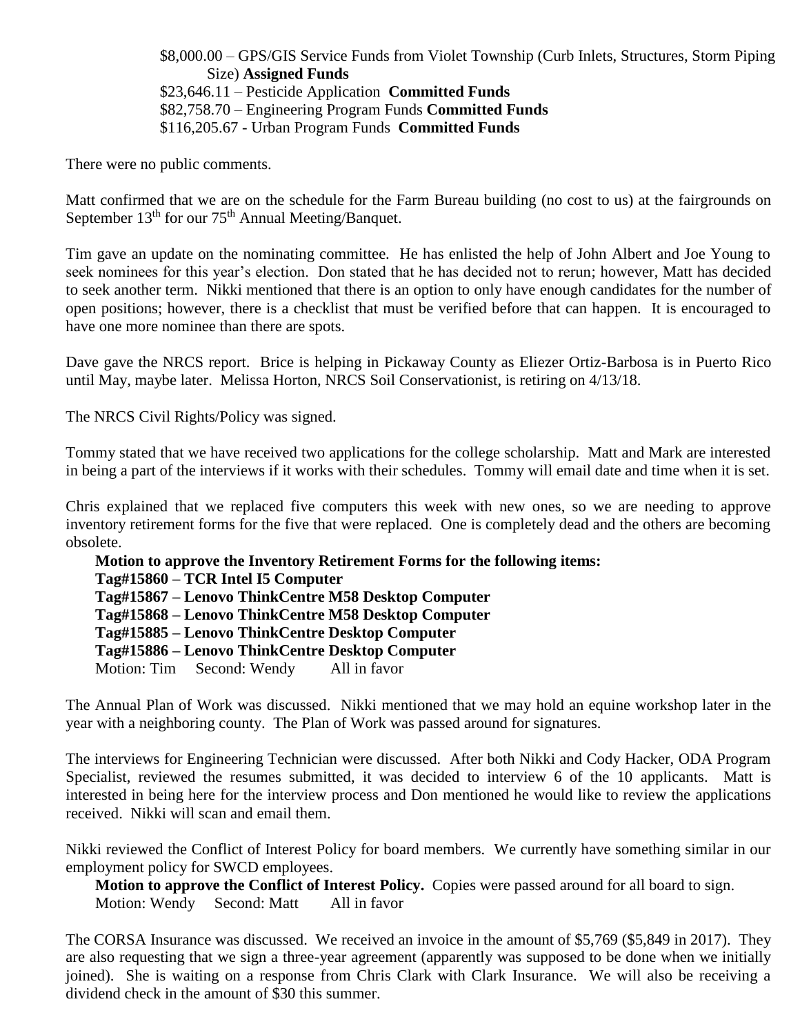$8,000.00 – GPS/GIS Service Funds from Violet Township (Curb Inlets, Structures, Storm Piping Size) **Assigned Funds**
$23,646.11 – Pesticide Application **Committed Funds**
$82,758.70 – Engineering Program Funds **Committed Funds**
$116,205.67 - Urban Program Funds **Committed Funds**

There were no public comments.

Matt confirmed that we are on the schedule for the Farm Bureau building (no cost to us) at the fairgrounds on September 13th for our 75th Annual Meeting/Banquet.

Tim gave an update on the nominating committee. He has enlisted the help of John Albert and Joe Young to seek nominees for this year's election. Don stated that he has decided not to rerun; however, Matt has decided to seek another term. Nikki mentioned that there is an option to only have enough candidates for the number of open positions; however, there is a checklist that must be verified before that can happen. It is encouraged to have one more nominee than there are spots.

Dave gave the NRCS report. Brice is helping in Pickaway County as Eliezer Ortiz-Barbosa is in Puerto Rico until May, maybe later. Melissa Horton, NRCS Soil Conservationist, is retiring on 4/13/18.

The NRCS Civil Rights/Policy was signed.

Tommy stated that we have received two applications for the college scholarship. Matt and Mark are interested in being a part of the interviews if it works with their schedules. Tommy will email date and time when it is set.

Chris explained that we replaced five computers this week with new ones, so we are needing to approve inventory retirement forms for the five that were replaced. One is completely dead and the others are becoming obsolete.

**Motion to approve the Inventory Retirement Forms for the following items:**
**Tag#15860 – TCR Intel I5 Computer**
**Tag#15867 – Lenovo ThinkCentre M58 Desktop Computer**
**Tag#15868 – Lenovo ThinkCentre M58 Desktop Computer**
**Tag#15885 – Lenovo ThinkCentre Desktop Computer**
**Tag#15886 – Lenovo ThinkCentre Desktop Computer**
Motion: Tim Second: Wendy All in favor

The Annual Plan of Work was discussed. Nikki mentioned that we may hold an equine workshop later in the year with a neighboring county. The Plan of Work was passed around for signatures.

The interviews for Engineering Technician were discussed. After both Nikki and Cody Hacker, ODA Program Specialist, reviewed the resumes submitted, it was decided to interview 6 of the 10 applicants. Matt is interested in being here for the interview process and Don mentioned he would like to review the applications received. Nikki will scan and email them.

Nikki reviewed the Conflict of Interest Policy for board members. We currently have something similar in our employment policy for SWCD employees.

**Motion to approve the Conflict of Interest Policy.** Copies were passed around for all board to sign.
Motion: Wendy Second: Matt All in favor

The CORSA Insurance was discussed. We received an invoice in the amount of $5,769 ($5,849 in 2017). They are also requesting that we sign a three-year agreement (apparently was supposed to be done when we initially joined). She is waiting on a response from Chris Clark with Clark Insurance. We will also be receiving a dividend check in the amount of $30 this summer.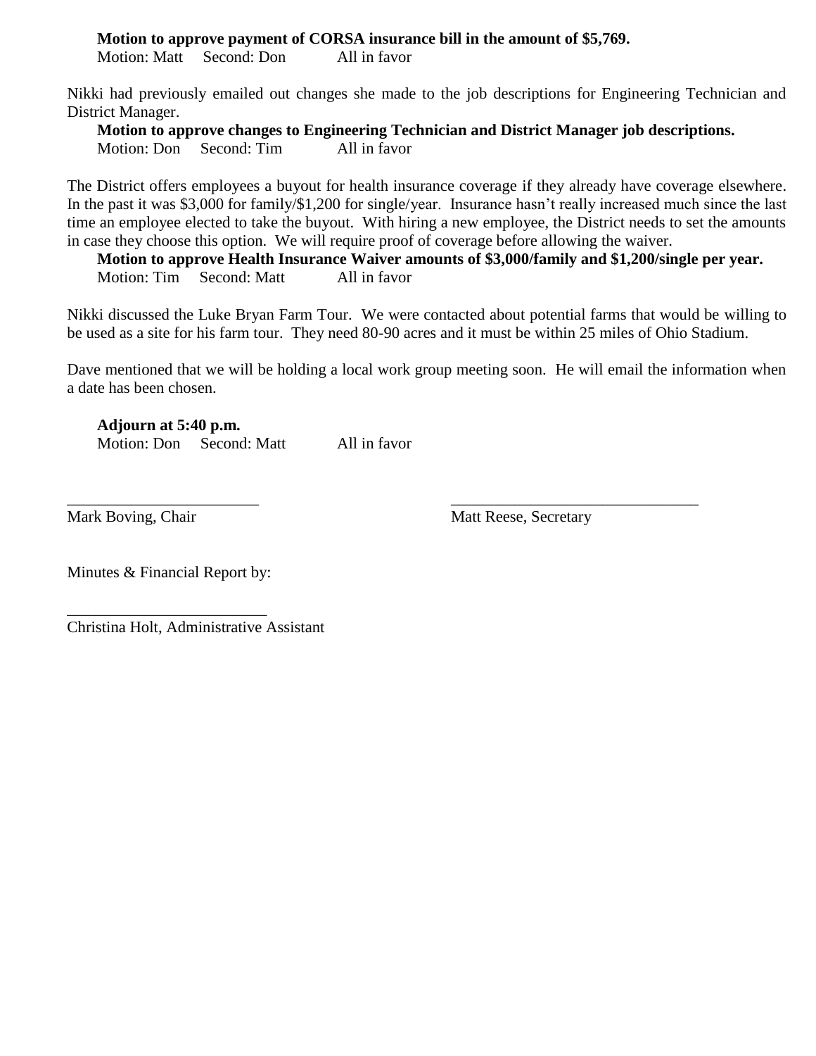**Motion to approve payment of CORSA insurance bill in the amount of $5,769.**
Motion: Matt Second: Don All in favor

Nikki had previously emailed out changes she made to the job descriptions for Engineering Technician and District Manager.

**Motion to approve changes to Engineering Technician and District Manager job descriptions.**
Motion: Don Second: Tim All in favor

The District offers employees a buyout for health insurance coverage if they already have coverage elsewhere. In the past it was $3,000 for family/$1,200 for single/year. Insurance hasn't really increased much since the last time an employee elected to take the buyout. With hiring a new employee, the District needs to set the amounts in case they choose this option. We will require proof of coverage before allowing the waiver.

**Motion to approve Health Insurance Waiver amounts of $3,000/family and $1,200/single per year.**
Motion: Tim Second: Matt All in favor

Nikki discussed the Luke Bryan Farm Tour. We were contacted about potential farms that would be willing to be used as a site for his farm tour. They need 80-90 acres and it must be within 25 miles of Ohio Stadium.

Dave mentioned that we will be holding a local work group meeting soon. He will email the information when a date has been chosen.

**Adjourn at 5:40 p.m.**
Motion: Don Second: Matt All in favor

________________________ ________________________________
Mark Boving, Chair Matt Reese, Secretary

Minutes & Financial Report by:

_________________________
Christina Holt, Administrative Assistant